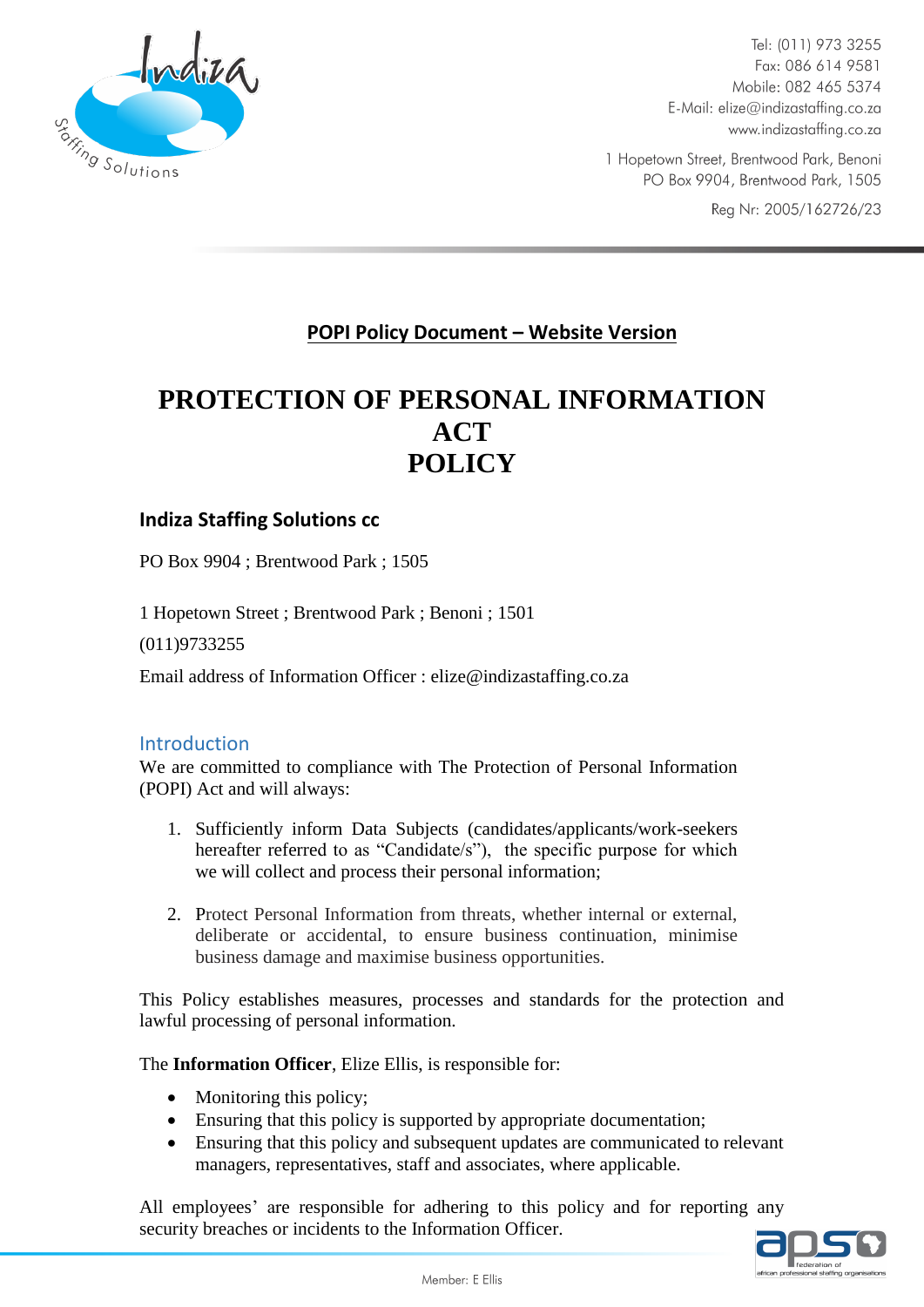Tel: (011) 973 3255
Fax: 086 614 9581
Mobile: 082 465 5374
E-Mail: elize@indizastaffing.co.za
www.indizastaffing.co.za

1 Hopetown Street, Brentwood Park, Benoni
PO Box 9904, Brentwood Park, 1505

Reg Nr: 2005/162726/23

**POPI Policy Document – Website Version**

# PROTECTION OF PERSONAL INFORMATION ACT POLICY

### Indiza Staffing Solutions cc

PO Box 9904 ; Brentwood Park ; 1505

1 Hopetown Street ; Brentwood Park ; Benoni ; 1501

(011)9733255

Email address of Information Officer : elize@indizastaffing.co.za

## Introduction

We are committed to compliance with The Protection of Personal Information (POPI) Act and will always:

1. Sufficiently inform Data Subjects (candidates/applicants/work-seekers hereafter referred to as "Candidate/s"), the specific purpose for which we will collect and process their personal information;

2. Protect Personal Information from threats, whether internal or external, deliberate or accidental, to ensure business continuation, minimise business damage and maximise business opportunities.

This Policy establishes measures, processes and standards for the protection and lawful processing of personal information.

The **Information Officer**, Elize Ellis, is responsible for:

- Monitoring this policy;
- Ensuring that this policy is supported by appropriate documentation;
- Ensuring that this policy and subsequent updates are communicated to relevant managers, representatives, staff and associates, where applicable.

All employees' are responsible for adhering to this policy and for reporting any security breaches or incidents to the Information Officer.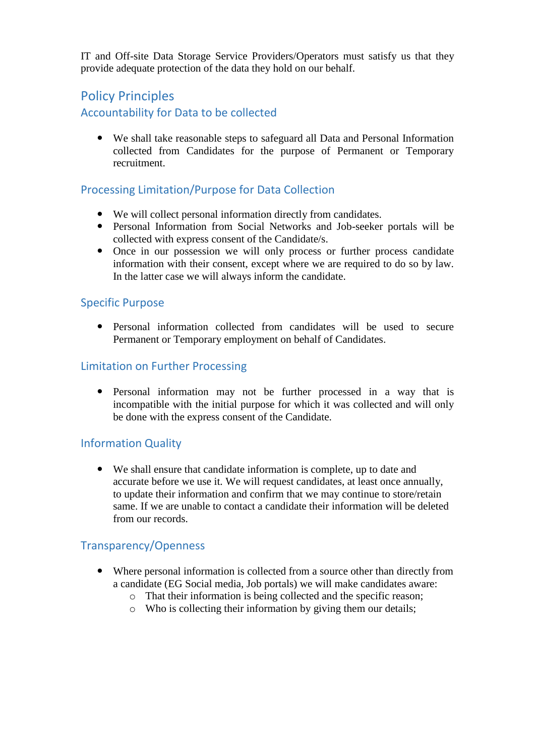IT and Off-site Data Storage Service Providers/Operators must satisfy us that they provide adequate protection of the data they hold on our behalf.

## Policy Principles

### Accountability for Data to be collected

- We shall take reasonable steps to safeguard all Data and Personal Information collected from Candidates for the purpose of Permanent or Temporary recruitment.

### Processing Limitation/Purpose for Data Collection

- We will collect personal information directly from candidates.
- Personal Information from Social Networks and Job-seeker portals will be collected with express consent of the Candidate/s.
- Once in our possession we will only process or further process candidate information with their consent, except where we are required to do so by law. In the latter case we will always inform the candidate.

### Specific Purpose

- Personal information collected from candidates will be used to secure Permanent or Temporary employment on behalf of Candidates.

### Limitation on Further Processing

- Personal information may not be further processed in a way that is incompatible with the initial purpose for which it was collected and will only be done with the express consent of the Candidate.

### Information Quality

- We shall ensure that candidate information is complete, up to date and accurate before we use it. We will request candidates, at least once annually, to update their information and confirm that we may continue to store/retain same. If we are unable to contact a candidate their information will be deleted from our records.

### Transparency/Openness

- Where personal information is collected from a source other than directly from a candidate (EG Social media, Job portals) we will make candidates aware:
  - That their information is being collected and the specific reason;
  - Who is collecting their information by giving them our details;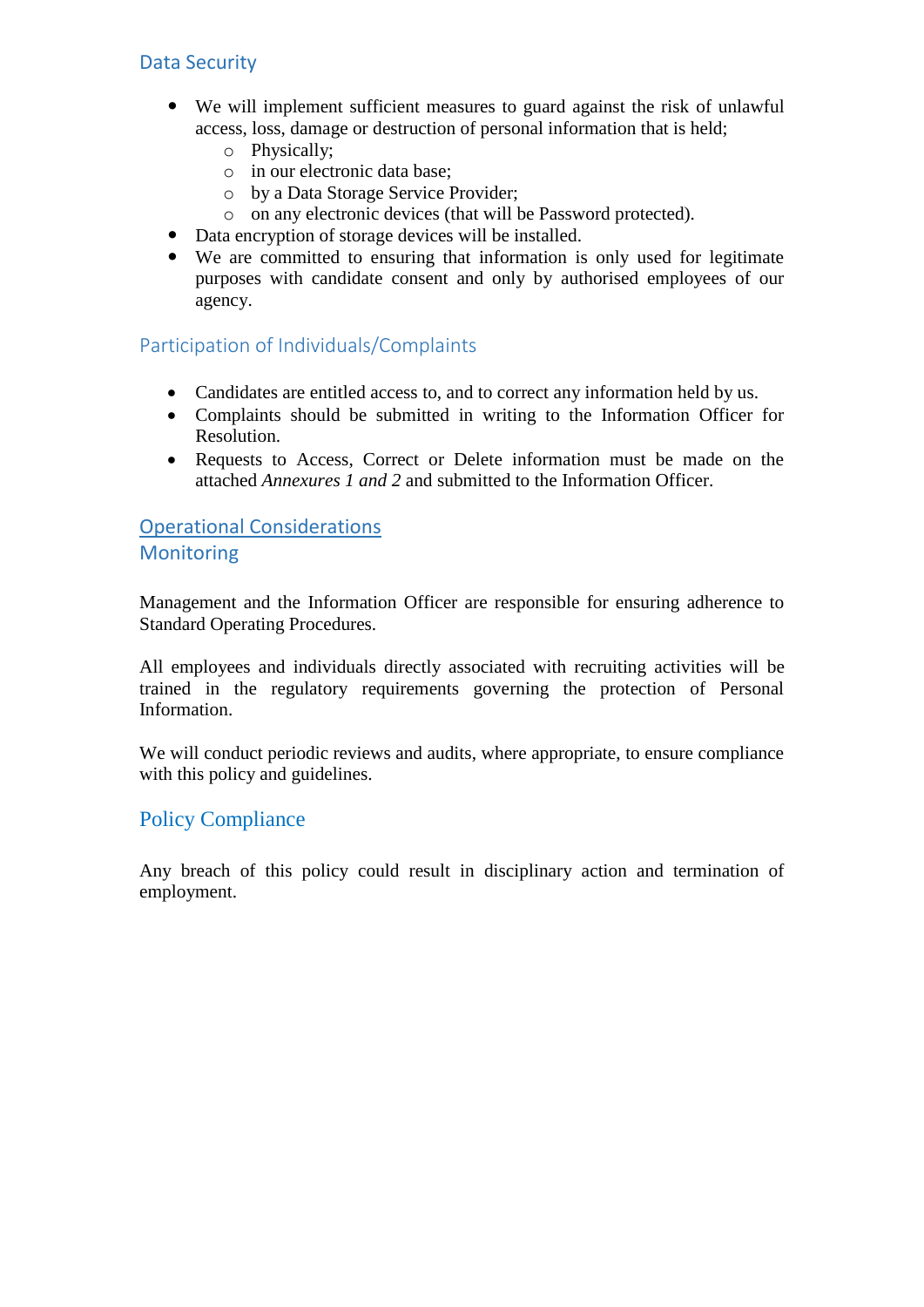## Data Security

- We will implement sufficient measures to guard against the risk of unlawful access, loss, damage or destruction of personal information that is held;
    - Physically;
    - in our electronic data base;
    - by a Data Storage Service Provider;
    - on any electronic devices (that will be Password protected).
- Data encryption of storage devices will be installed.
- We are committed to ensuring that information is only used for legitimate purposes with candidate consent and only by authorised employees of our agency.

## Participation of Individuals/Complaints

- Candidates are entitled access to, and to correct any information held by us.
- Complaints should be submitted in writing to the Information Officer for Resolution.
- Requests to Access, Correct or Delete information must be made on the attached *Annexures 1 and 2* and submitted to the Information Officer.

## Operational Considerations

## Monitoring

Management and the Information Officer are responsible for ensuring adherence to Standard Operating Procedures.

All employees and individuals directly associated with recruiting activities will be trained in the regulatory requirements governing the protection of Personal Information.

We will conduct periodic reviews and audits, where appropriate, to ensure compliance with this policy and guidelines.

## Policy Compliance

Any breach of this policy could result in disciplinary action and termination of employment.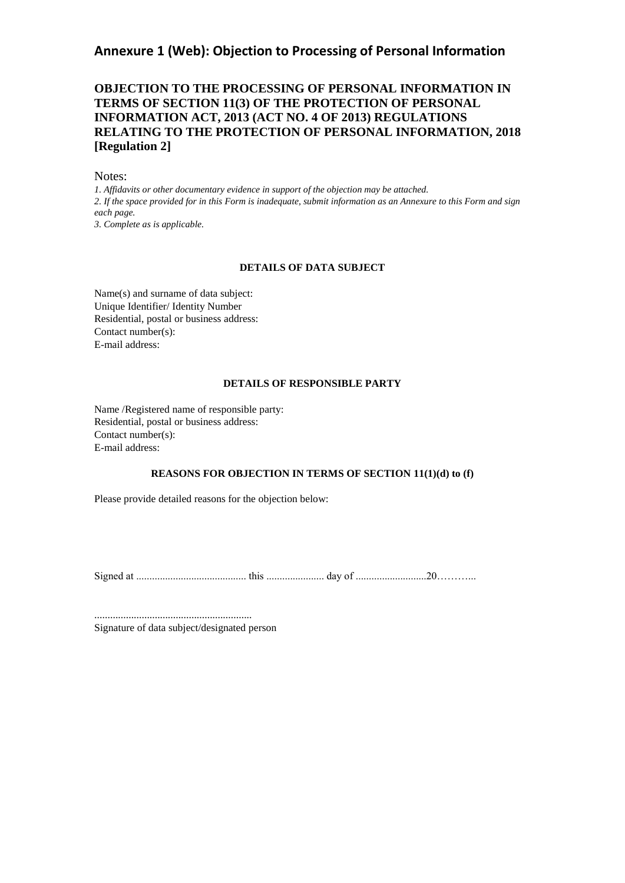## Annexure 1 (Web): Objection to Processing of Personal Information

### OBJECTION TO THE PROCESSING OF PERSONAL INFORMATION IN TERMS OF SECTION 11(3) OF THE PROTECTION OF PERSONAL INFORMATION ACT, 2013 (ACT NO. 4 OF 2013) REGULATIONS RELATING TO THE PROTECTION OF PERSONAL INFORMATION, 2018 [Regulation 2]

Notes:

*1. Affidavits or other documentary evidence in support of the objection may be attached.*
*2. If the space provided for in this Form is inadequate, submit information as an Annexure to this Form and sign each page.*
*3. Complete as is applicable.*

**DETAILS OF DATA SUBJECT**

Name(s) and surname of data subject:
Unique Identifier/ Identity Number
Residential, postal or business address:
Contact number(s):
E-mail address:

**DETAILS OF RESPONSIBLE PARTY**

Name /Registered name of responsible party:
Residential, postal or business address:
Contact number(s):
E-mail address:

**REASONS FOR OBJECTION IN TERMS OF SECTION 11(1)(d) to (f)**

Please provide detailed reasons for the objection below:

Signed at .......................................... this ...................... day of ...........................20………..

............................................................
Signature of data subject/designated person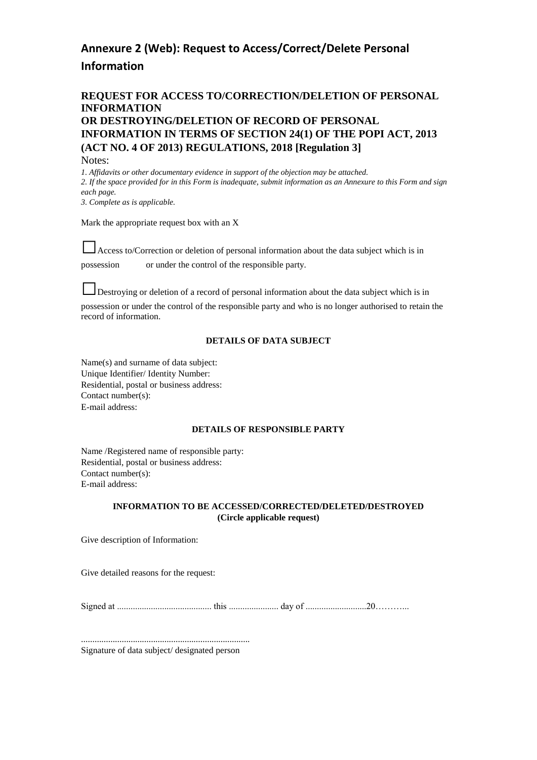# Annexure 2 (Web): Request to Access/Correct/Delete Personal Information

## REQUEST FOR ACCESS TO/CORRECTION/DELETION OF PERSONAL INFORMATION OR DESTROYING/DELETION OF RECORD OF PERSONAL INFORMATION IN TERMS OF SECTION 24(1) OF THE POPI ACT, 2013 (ACT NO. 4 OF 2013) REGULATIONS, 2018 [Regulation 3]

Notes:

*1. Affidavits or other documentary evidence in support of the objection may be attached.*
*2. If the space provided for in this Form is inadequate, submit information as an Annexure to this Form and sign each page.*
*3. Complete as is applicable.*

Mark the appropriate request box with an X

☐ Access to/Correction or deletion of personal information about the data subject which is in possession or under the control of the responsible party.

☐ Destroying or deletion of a record of personal information about the data subject which is in possession or under the control of the responsible party and who is no longer authorised to retain the record of information.

**DETAILS OF DATA SUBJECT**

Name(s) and surname of data subject:
Unique Identifier/ Identity Number:
Residential, postal or business address:
Contact number(s):
E-mail address:

**DETAILS OF RESPONSIBLE PARTY**

Name /Registered name of responsible party:
Residential, postal or business address:
Contact number(s):
E-mail address:

**INFORMATION TO BE ACCESSED/CORRECTED/DELETED/DESTROYED (Circle applicable request)**

Give description of Information:

Give detailed reasons for the request:

Signed at .......................................... this ...................... day of ...........................20………...

..........................................................................
Signature of data subject/ designated person